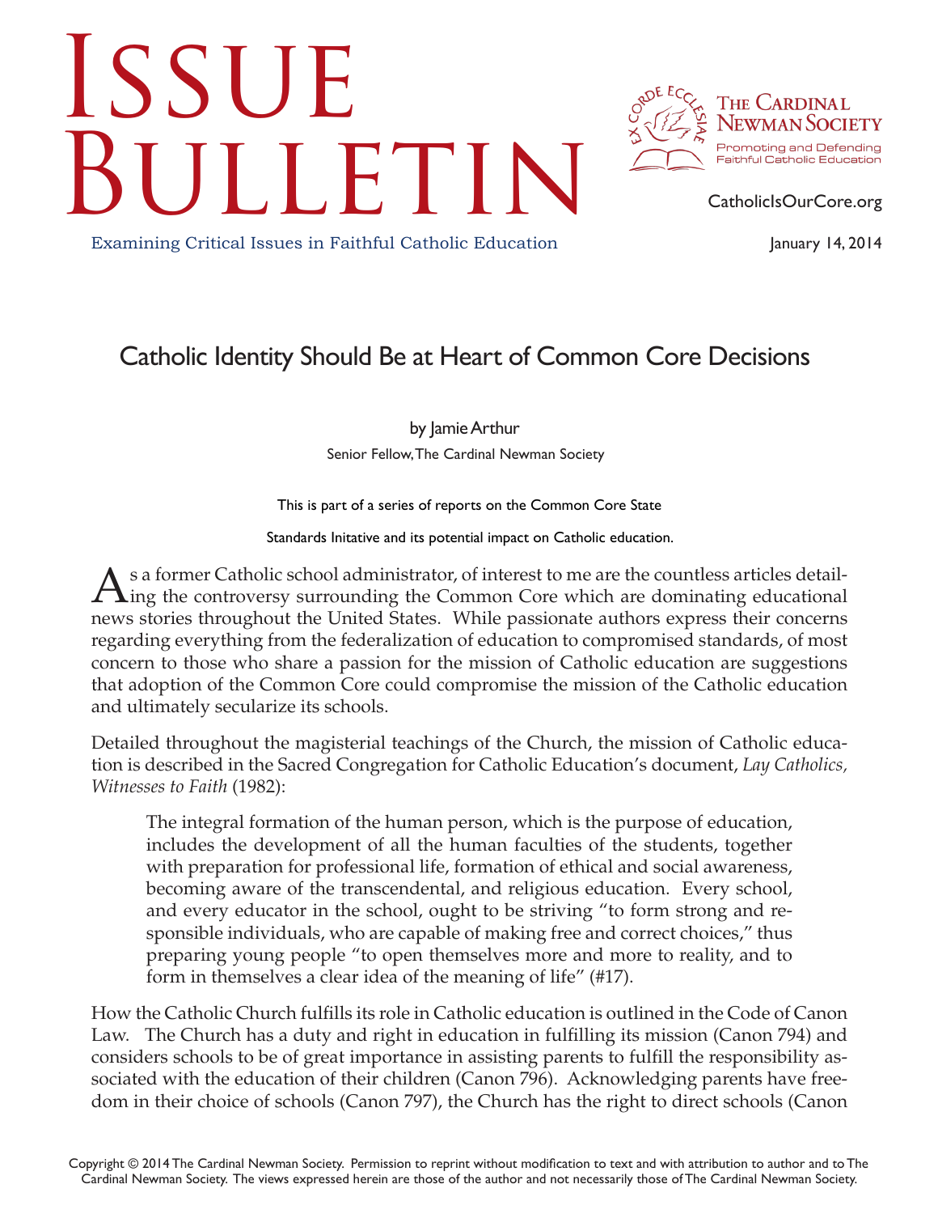# Issue Bulletin

Examining Critical Issues in Faithful Catholic Education

The Cardinal Newman Society
Promoting and Defending Faithful Catholic Education

CatholicIsOurCore.org

January 14, 2014

## Catholic Identity Should Be at Heart of Common Core Decisions

by Jamie Arthur

Senior Fellow, The Cardinal Newman Society

This is part of a series of reports on the Common Core State Standards Initative and its potential impact on Catholic education.

As a former Catholic school administrator, of interest to me are the countless articles detailing the controversy surrounding the Common Core which are dominating educational news stories throughout the United States. While passionate authors express their concerns regarding everything from the federalization of education to compromised standards, of most concern to those who share a passion for the mission of Catholic education are suggestions that adoption of the Common Core could compromise the mission of the Catholic education and ultimately secularize its schools.

Detailed throughout the magisterial teachings of the Church, the mission of Catholic education is described in the Sacred Congregation for Catholic Education's document, *Lay Catholics, Witnesses to Faith* (1982):

> The integral formation of the human person, which is the purpose of education, includes the development of all the human faculties of the students, together with preparation for professional life, formation of ethical and social awareness, becoming aware of the transcendental, and religious education. Every school, and every educator in the school, ought to be striving "to form strong and responsible individuals, who are capable of making free and correct choices," thus preparing young people "to open themselves more and more to reality, and to form in themselves a clear idea of the meaning of life" (#17).

How the Catholic Church fulfills its role in Catholic education is outlined in the Code of Canon Law. The Church has a duty and right in education in fulfilling its mission (Canon 794) and considers schools to be of great importance in assisting parents to fulfill the responsibility associated with the education of their children (Canon 796). Acknowledging parents have freedom in their choice of schools (Canon 797), the Church has the right to direct schools (Canon

Copyright © 2014 The Cardinal Newman Society. Permission to reprint without modification to text and with attribution to author and to The Cardinal Newman Society. The views expressed herein are those of the author and not necessarily those of The Cardinal Newman Society.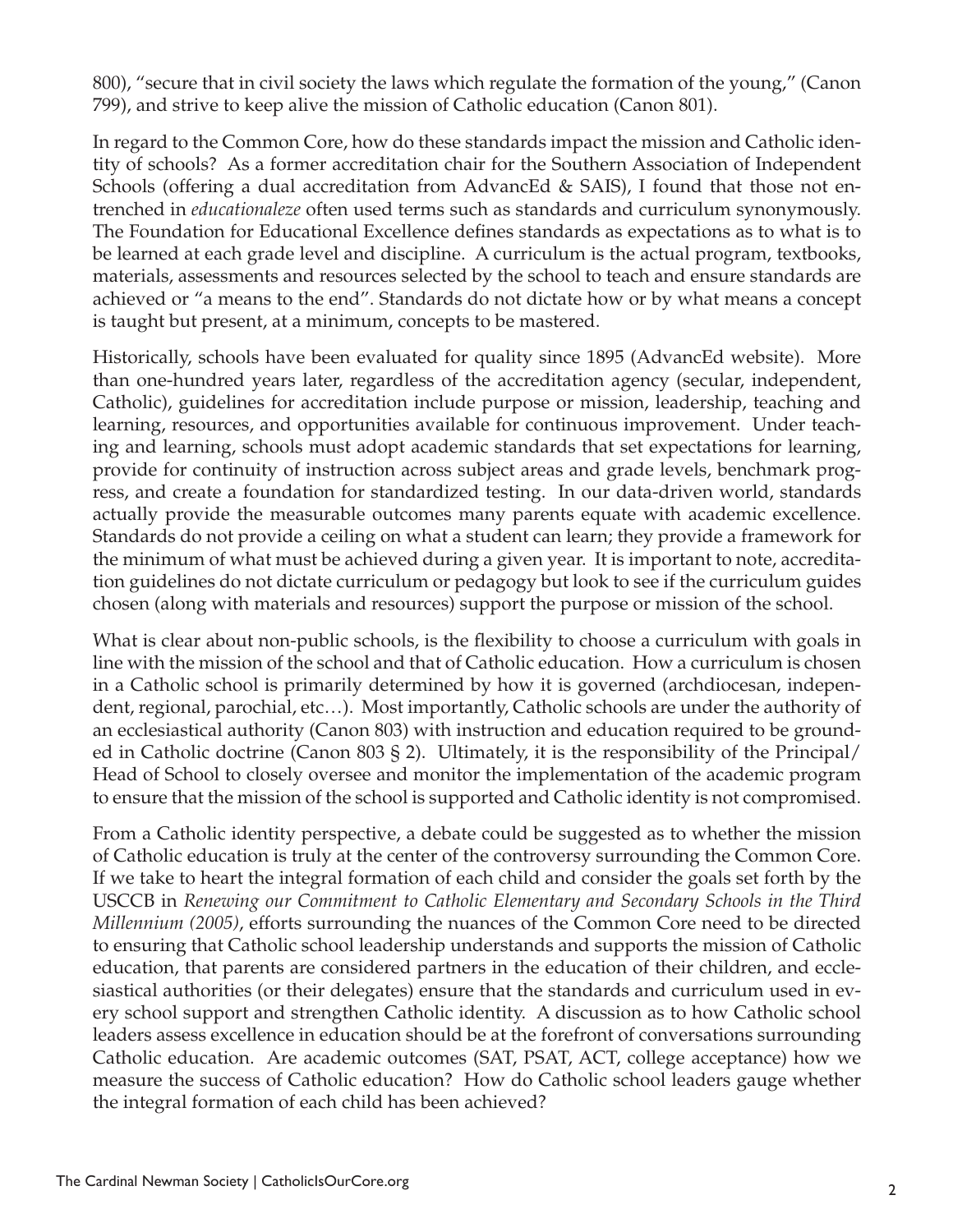800), "secure that in civil society the laws which regulate the formation of the young," (Canon 799), and strive to keep alive the mission of Catholic education (Canon 801).

In regard to the Common Core, how do these standards impact the mission and Catholic identity of schools? As a former accreditation chair for the Southern Association of Independent Schools (offering a dual accreditation from AdvancEd & SAIS), I found that those not entrenched in *educationaleze* often used terms such as standards and curriculum synonymously. The Foundation for Educational Excellence defines standards as expectations as to what is to be learned at each grade level and discipline. A curriculum is the actual program, textbooks, materials, assessments and resources selected by the school to teach and ensure standards are achieved or "a means to the end". Standards do not dictate how or by what means a concept is taught but present, at a minimum, concepts to be mastered.

Historically, schools have been evaluated for quality since 1895 (AdvancEd website). More than one-hundred years later, regardless of the accreditation agency (secular, independent, Catholic), guidelines for accreditation include purpose or mission, leadership, teaching and learning, resources, and opportunities available for continuous improvement. Under teaching and learning, schools must adopt academic standards that set expectations for learning, provide for continuity of instruction across subject areas and grade levels, benchmark progress, and create a foundation for standardized testing. In our data-driven world, standards actually provide the measurable outcomes many parents equate with academic excellence. Standards do not provide a ceiling on what a student can learn; they provide a framework for the minimum of what must be achieved during a given year. It is important to note, accreditation guidelines do not dictate curriculum or pedagogy but look to see if the curriculum guides chosen (along with materials and resources) support the purpose or mission of the school.

What is clear about non-public schools, is the flexibility to choose a curriculum with goals in line with the mission of the school and that of Catholic education. How a curriculum is chosen in a Catholic school is primarily determined by how it is governed (archdiocesan, independent, regional, parochial, etc…). Most importantly, Catholic schools are under the authority of an ecclesiastical authority (Canon 803) with instruction and education required to be grounded in Catholic doctrine (Canon 803 § 2). Ultimately, it is the responsibility of the Principal/ Head of School to closely oversee and monitor the implementation of the academic program to ensure that the mission of the school is supported and Catholic identity is not compromised.

From a Catholic identity perspective, a debate could be suggested as to whether the mission of Catholic education is truly at the center of the controversy surrounding the Common Core. If we take to heart the integral formation of each child and consider the goals set forth by the USCCB in *Renewing our Commitment to Catholic Elementary and Secondary Schools in the Third Millennium (2005)*, efforts surrounding the nuances of the Common Core need to be directed to ensuring that Catholic school leadership understands and supports the mission of Catholic education, that parents are considered partners in the education of their children, and ecclesiastical authorities (or their delegates) ensure that the standards and curriculum used in every school support and strengthen Catholic identity. A discussion as to how Catholic school leaders assess excellence in education should be at the forefront of conversations surrounding Catholic education. Are academic outcomes (SAT, PSAT, ACT, college acceptance) how we measure the success of Catholic education? How do Catholic school leaders gauge whether the integral formation of each child has been achieved?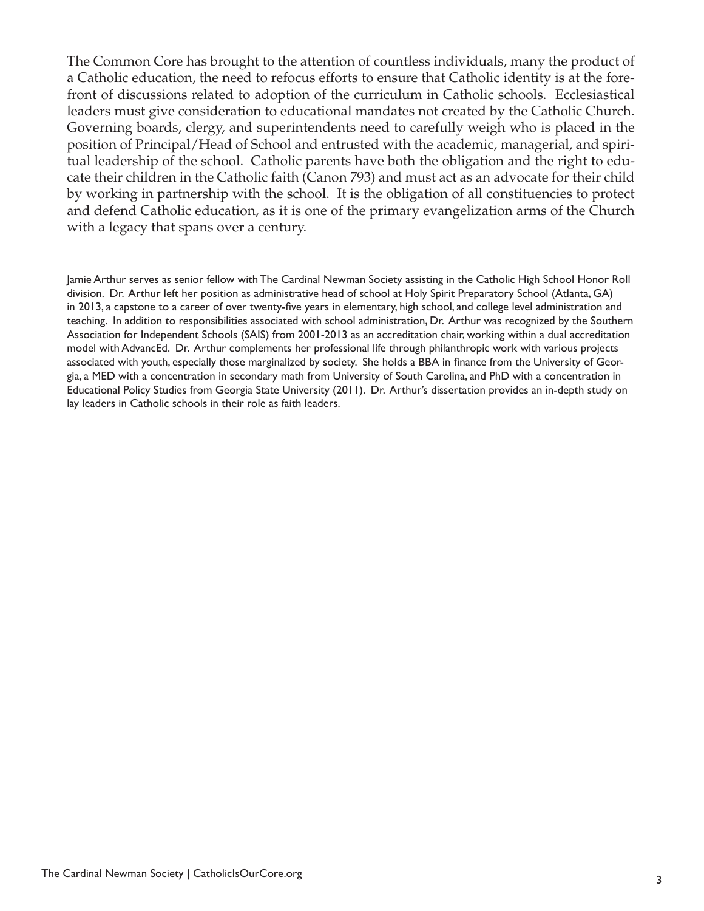The Common Core has brought to the attention of countless individuals, many the product of a Catholic education, the need to refocus efforts to ensure that Catholic identity is at the forefront of discussions related to adoption of the curriculum in Catholic schools. Ecclesiastical leaders must give consideration to educational mandates not created by the Catholic Church. Governing boards, clergy, and superintendents need to carefully weigh who is placed in the position of Principal/Head of School and entrusted with the academic, managerial, and spiritual leadership of the school. Catholic parents have both the obligation and the right to educate their children in the Catholic faith (Canon 793) and must act as an advocate for their child by working in partnership with the school. It is the obligation of all constituencies to protect and defend Catholic education, as it is one of the primary evangelization arms of the Church with a legacy that spans over a century.

Jamie Arthur serves as senior fellow with The Cardinal Newman Society assisting in the Catholic High School Honor Roll division. Dr. Arthur left her position as administrative head of school at Holy Spirit Preparatory School (Atlanta, GA) in 2013, a capstone to a career of over twenty-five years in elementary, high school, and college level administration and teaching. In addition to responsibilities associated with school administration, Dr. Arthur was recognized by the Southern Association for Independent Schools (SAIS) from 2001-2013 as an accreditation chair, working within a dual accreditation model with AdvancEd. Dr. Arthur complements her professional life through philanthropic work with various projects associated with youth, especially those marginalized by society. She holds a BBA in finance from the University of Georgia, a MED with a concentration in secondary math from University of South Carolina, and PhD with a concentration in Educational Policy Studies from Georgia State University (2011). Dr. Arthur's dissertation provides an in-depth study on lay leaders in Catholic schools in their role as faith leaders.